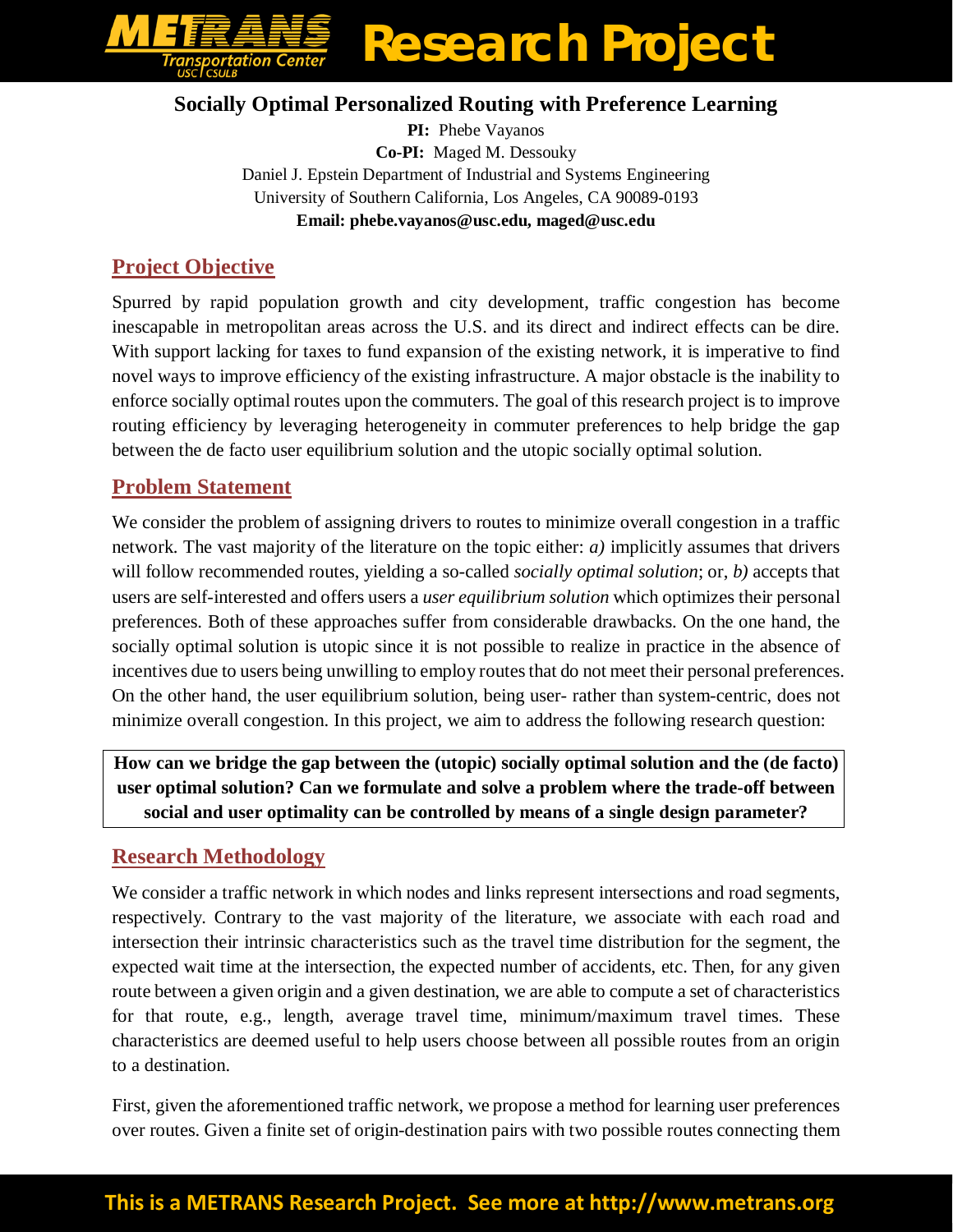# Socially Optimal Personalized Routing with Preference Learning

**PI:** Phebe Vayanos
**Co-PI:** Maged M. Dessouky
Daniel J. Epstein Department of Industrial and Systems Engineering
University of Southern California, Los Angeles, CA 90089-0193
**Email: phebe.vayanos@usc.edu, maged@usc.edu**

## Project Objective

Spurred by rapid population growth and city development, traffic congestion has become inescapable in metropolitan areas across the U.S. and its direct and indirect effects can be dire. With support lacking for taxes to fund expansion of the existing network, it is imperative to find novel ways to improve efficiency of the existing infrastructure. A major obstacle is the inability to enforce socially optimal routes upon the commuters. The goal of this research project is to improve routing efficiency by leveraging heterogeneity in commuter preferences to help bridge the gap between the de facto user equilibrium solution and the utopic socially optimal solution.

## Problem Statement

We consider the problem of assigning drivers to routes to minimize overall congestion in a traffic network. The vast majority of the literature on the topic either: *a)* implicitly assumes that drivers will follow recommended routes, yielding a so-called *socially optimal solution*; or, *b)* accepts that users are self-interested and offers users a *user equilibrium solution* which optimizes their personal preferences. Both of these approaches suffer from considerable drawbacks. On the one hand, the socially optimal solution is utopic since it is not possible to realize in practice in the absence of incentives due to users being unwilling to employ routes that do not meet their personal preferences. On the other hand, the user equilibrium solution, being user- rather than system-centric, does not minimize overall congestion. In this project, we aim to address the following research question:

**How can we bridge the gap between the (utopic) socially optimal solution and the (de facto) user optimal solution? Can we formulate and solve a problem where the trade-off between social and user optimality can be controlled by means of a single design parameter?**

## Research Methodology

We consider a traffic network in which nodes and links represent intersections and road segments, respectively. Contrary to the vast majority of the literature, we associate with each road and intersection their intrinsic characteristics such as the travel time distribution for the segment, the expected wait time at the intersection, the expected number of accidents, etc. Then, for any given route between a given origin and a given destination, we are able to compute a set of characteristics for that route, e.g., length, average travel time, minimum/maximum travel times. These characteristics are deemed useful to help users choose between all possible routes from an origin to a destination.

First, given the aforementioned traffic network, we propose a method for learning user preferences over routes. Given a finite set of origin-destination pairs with two possible routes connecting them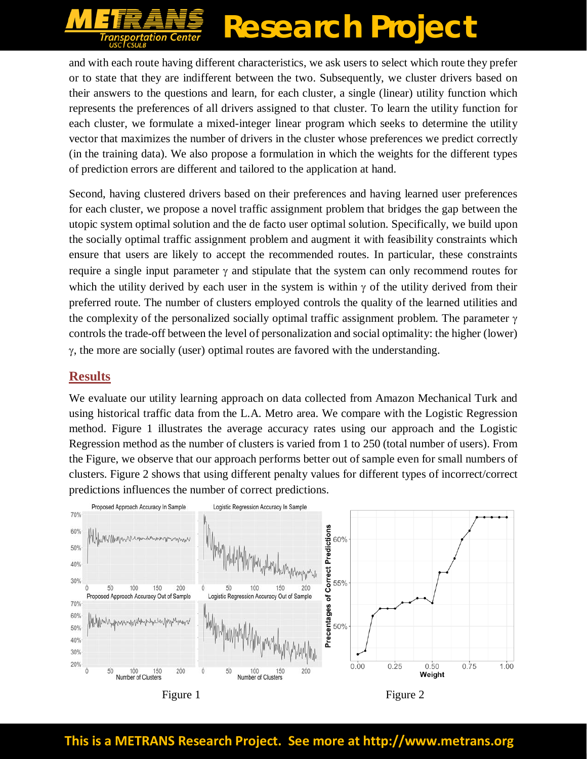and with each route having different characteristics, we ask users to select which route they prefer or to state that they are indifferent between the two. Subsequently, we cluster drivers based on their answers to the questions and learn, for each cluster, a single (linear) utility function which represents the preferences of all drivers assigned to that cluster. To learn the utility function for each cluster, we formulate a mixed-integer linear program which seeks to determine the utility vector that maximizes the number of drivers in the cluster whose preferences we predict correctly (in the training data). We also propose a formulation in which the weights for the different types of prediction errors are different and tailored to the application at hand.

Second, having clustered drivers based on their preferences and having learned user preferences for each cluster, we propose a novel traffic assignment problem that bridges the gap between the utopic system optimal solution and the de facto user optimal solution. Specifically, we build upon the socially optimal traffic assignment problem and augment it with feasibility constraints which ensure that users are likely to accept the recommended routes. In particular, these constraints require a single input parameter $\gamma$ and stipulate that the system can only recommend routes for which the utility derived by each user in the system is within $\gamma$ of the utility derived from their preferred route. The number of clusters employed controls the quality of the learned utilities and the complexity of the personalized socially optimal traffic assignment problem. The parameter $\gamma$ controls the trade-off between the level of personalization and social optimality: the higher (lower) $\gamma$, the more are socially (user) optimal routes are favored with the understanding.

## Results

We evaluate our utility learning approach on data collected from Amazon Mechanical Turk and using historical traffic data from the L.A. Metro area. We compare with the Logistic Regression method. Figure 1 illustrates the average accuracy rates using our approach and the Logistic Regression method as the number of clusters is varied from 1 to 250 (total number of users). From the Figure, we observe that our approach performs better out of sample even for small numbers of clusters. Figure 2 shows that using different penalty values for different types of incorrect/correct predictions influences the number of correct predictions.

Proposed Approach Accuracy In Sample
Logistic Regression Accuracy In Sample
Proposed Approach Accuracy Out of Sample
Logistic Regression Accuracy Out of Sample
70%
60%
50%
40%
30%
20%
0
50
100
150
200
Number of Clusters

Figure 1

Precentages of Correct Predictions
60%
55%
50%
0.00
0.25
0.50
0.75
1.00
Weight

Figure 2